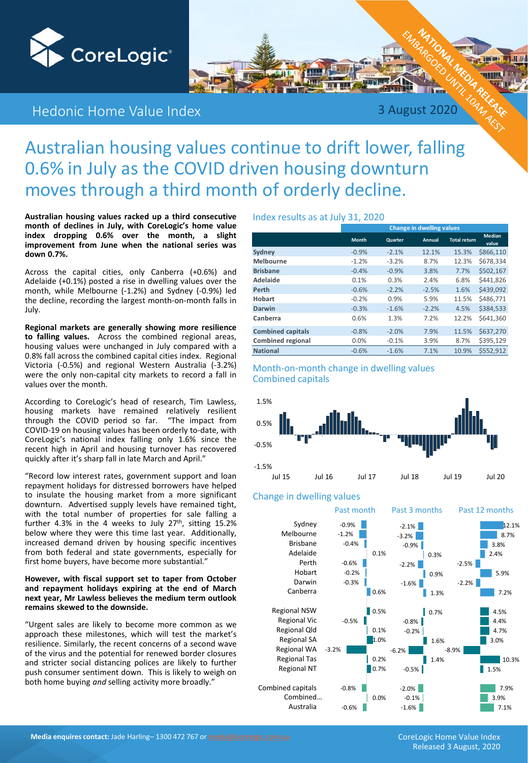CoreLogic

# Hedonic Home Value Index

3 August 2020

NATIONAL MEDIA RELEASE
EMBARGOED UNTIL 10AM AEST

# Australian housing values continue to drift lower, falling 0.6% in July as the COVID driven housing downturn moves through a third month of orderly decline.

**Australian housing values racked up a third consecutive month of declines in July, with CoreLogic's home value index dropping 0.6% over the month, a slight improvement from June when the national series was down 0.7%.**

Across the capital cities, only Canberra (+0.6%) and Adelaide (+0.1%) posted a rise in dwelling values over the month, while Melbourne (-1.2%) and Sydney (-0.9%) led the decline, recording the largest month-on-month falls in July.

**Regional markets are generally showing more resilience to falling values.** Across the combined regional areas, housing values were unchanged in July compared with a 0.8% fall across the combined capital cities index. Regional Victoria (-0.5%) and regional Western Australia (-3.2%) were the only non-capital city markets to record a fall in values over the month.

According to CoreLogic's head of research, Tim Lawless, housing markets have remained relatively resilient through the COVID period so far. "The impact from COVID-19 on housing values has been orderly to-date, with CoreLogic's national index falling only 1.6% since the recent high in April and housing turnover has recovered quickly after it's sharp fall in late March and April."

"Record low interest rates, government support and loan repayment holidays for distressed borrowers have helped to insulate the housing market from a more significant downturn. Advertised supply levels have remained tight, with the total number of properties for sale falling a further 4.3% in the 4 weeks to July 27th, sitting 15.2% below where they were this time last year. Additionally, increased demand driven by housing specific incentives from both federal and state governments, especially for first home buyers, have become more substantial."

**However, with fiscal support set to taper from October and repayment holidays expiring at the end of March next year, Mr Lawless believes the medium term outlook remains skewed to the downside.**

"Urgent sales are likely to become more common as we approach these milestones, which will test the market's resilience. Similarly, the recent concerns of a second wave of the virus and the potential for renewed border closures and stricter social distancing polices are likely to further push consumer sentiment down. This is likely to weigh on both home buying *and* selling activity more broadly."

## Index results as at July 31, 2020

| | Change in dwelling values | | | | |
|---|---|---|---|---|---|
| | Month | Quarter | Annual | Total return | Median value |
| Sydney | -0.9% | -2.1% | 12.1% | 15.3% | $866,110 |
| Melbourne | -1.2% | -3.2% | 8.7% | 12.3% | $678,334 |
| Brisbane | -0.4% | -0.9% | 3.8% | 7.7% | $502,167 |
| Adelaide | 0.1% | 0.3% | 2.4% | 6.8% | $441,826 |
| Perth | -0.6% | -2.2% | -2.5% | 1.6% | $439,092 |
| Hobart | -0.2% | 0.9% | 5.9% | 11.5% | $486,771 |
| Darwin | -0.3% | -1.6% | -2.2% | 4.5% | $384,533 |
| Canberra | 0.6% | 1.3% | 7.2% | 12.2% | $641,360 |
| Combined capitals | -0.8% | -2.0% | 7.9% | 11.5% | $637,270 |
| Combined regional | 0.0% | -0.1% | 3.9% | 8.7% | $395,129 |
| National | -0.6% | -1.6% | 7.1% | 10.9% | $552,912 |

## Month-on-month change in dwelling values Combined capitals

## Change in dwelling values

| | Past month | Past 3 months | Past 12 months |
|---|---|---|---|
| Sydney | -0.9% | -2.1% | 12.1% |
| Melbourne | -1.2% | -3.2% | 8.7% |
| Brisbane | -0.4% | -0.9% | 3.8% |
| Adelaide | 0.1% | 0.3% | 2.4% |
| Perth | -0.6% | -2.2% | -2.5% |
| Hobart | -0.2% | 0.9% | 5.9% |
| Darwin | -0.3% | -1.6% | -2.2% |
| Canberra | 0.6% | 1.3% | 7.2% |
| Regional NSW | 0.5% | 0.7% | 4.5% |
| Regional Vic | -0.5% | -0.8% | 4.4% |
| Regional Qld | 0.1% | -0.2% | 4.7% |
| Regional SA | 1.0% | 1.6% | 3.0% |
| Regional WA | -3.2% | -6.2% | -8.9% |
| Regional Tas | 0.2% | 1.4% | 10.3% |
| Regional NT | 0.7% | -0.5% | 1.5% |
| Combined capitals | -0.8% | -2.0% | 7.9% |
| Combined… | 0.0% | -0.1% | 3.9% |
| Australia | -0.6% | -1.6% | 7.1% |

**Media enquiries contact:** Jade Harling– 1300 472 767 or media@corelogic.com.au

CoreLogic Home Value Index
Released 3 August, 2020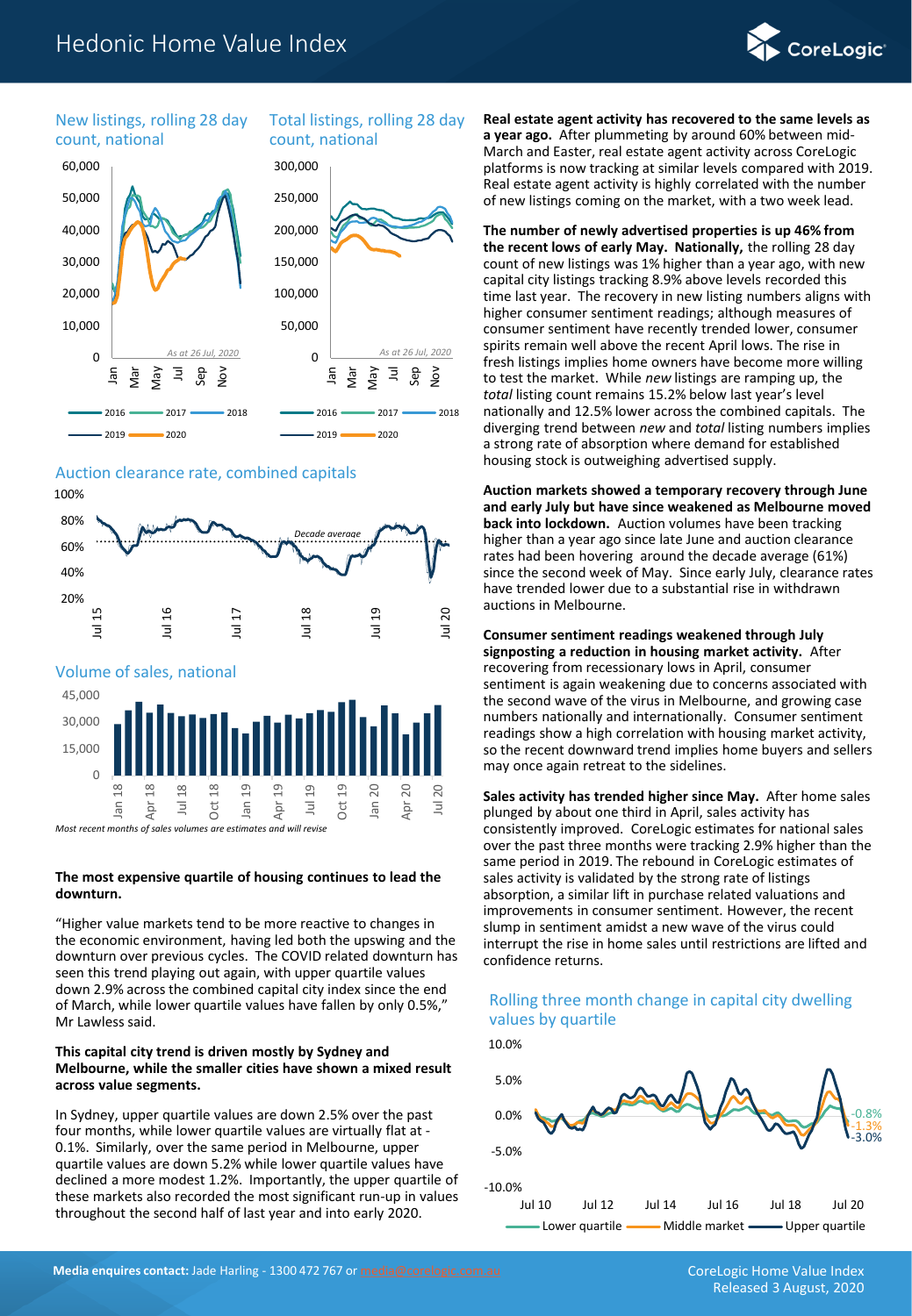New listings, rolling 28 day count, national

Total listings, rolling 28 day count, national

Auction clearance rate, combined capitals

Volume of sales, national

*Most recent months of sales volumes are estimates and will revise*

**The most expensive quartile of housing continues to lead the downturn.**

"Higher value markets tend to be more reactive to changes in the economic environment, having led both the upswing and the downturn over previous cycles. The COVID related downturn has seen this trend playing out again, with upper quartile values down 2.9% across the combined capital city index since the end of March, while lower quartile values have fallen by only 0.5%," Mr Lawless said.

**This capital city trend is driven mostly by Sydney and Melbourne, while the smaller cities have shown a mixed result across value segments.**

In Sydney, upper quartile values are down 2.5% over the past four months, while lower quartile values are virtually flat at -0.1%. Similarly, over the same period in Melbourne, upper quartile values are down 5.2% while lower quartile values have declined a more modest 1.2%. Importantly, the upper quartile of these markets also recorded the most significant run-up in values throughout the second half of last year and into early 2020.

**Real estate agent activity has recovered to the same levels as a year ago.** After plummeting by around 60% between mid-March and Easter, real estate agent activity across CoreLogic platforms is now tracking at similar levels compared with 2019. Real estate agent activity is highly correlated with the number of new listings coming on the market, with a two week lead.

**The number of newly advertised properties is up 46% from the recent lows of early May. Nationally,** the rolling 28 day count of new listings was 1% higher than a year ago, with new capital city listings tracking 8.9% above levels recorded this time last year. The recovery in new listing numbers aligns with higher consumer sentiment readings; although measures of consumer sentiment have recently trended lower, consumer spirits remain well above the recent April lows. The rise in fresh listings implies home owners have become more willing to test the market. While *new* listings are ramping up, the *total* listing count remains 15.2% below last year's level nationally and 12.5% lower across the combined capitals. The diverging trend between *new* and *total* listing numbers implies a strong rate of absorption where demand for established housing stock is outweighing advertised supply.

**Auction markets showed a temporary recovery through June and early July but have since weakened as Melbourne moved back into lockdown.** Auction volumes have been tracking higher than a year ago since late June and auction clearance rates had been hovering around the decade average (61%) since the second week of May. Since early July, clearance rates have trended lower due to a substantial rise in withdrawn auctions in Melbourne.

**Consumer sentiment readings weakened through July signposting a reduction in housing market activity.** After recovering from recessionary lows in April, consumer sentiment is again weakening due to concerns associated with the second wave of the virus in Melbourne, and growing case numbers nationally and internationally. Consumer sentiment readings show a high correlation with housing market activity, so the recent downward trend implies home buyers and sellers may once again retreat to the sidelines.

**Sales activity has trended higher since May.** After home sales plunged by about one third in April, sales activity has consistently improved. CoreLogic estimates for national sales over the past three months were tracking 2.9% higher than the same period in 2019. The rebound in CoreLogic estimates of sales activity is validated by the strong rate of listings absorption, a similar lift in purchase related valuations and improvements in consumer sentiment. However, the recent slump in sentiment amidst a new wave of the virus could interrupt the rise in home sales until restrictions are lifted and confidence returns.

Rolling three month change in capital city dwelling values by quartile

**Media enquires contact:** Jade Harling - 1300 472 767 or media@corelogic.com.au

CoreLogic Home Value Index
Released 3 August, 2020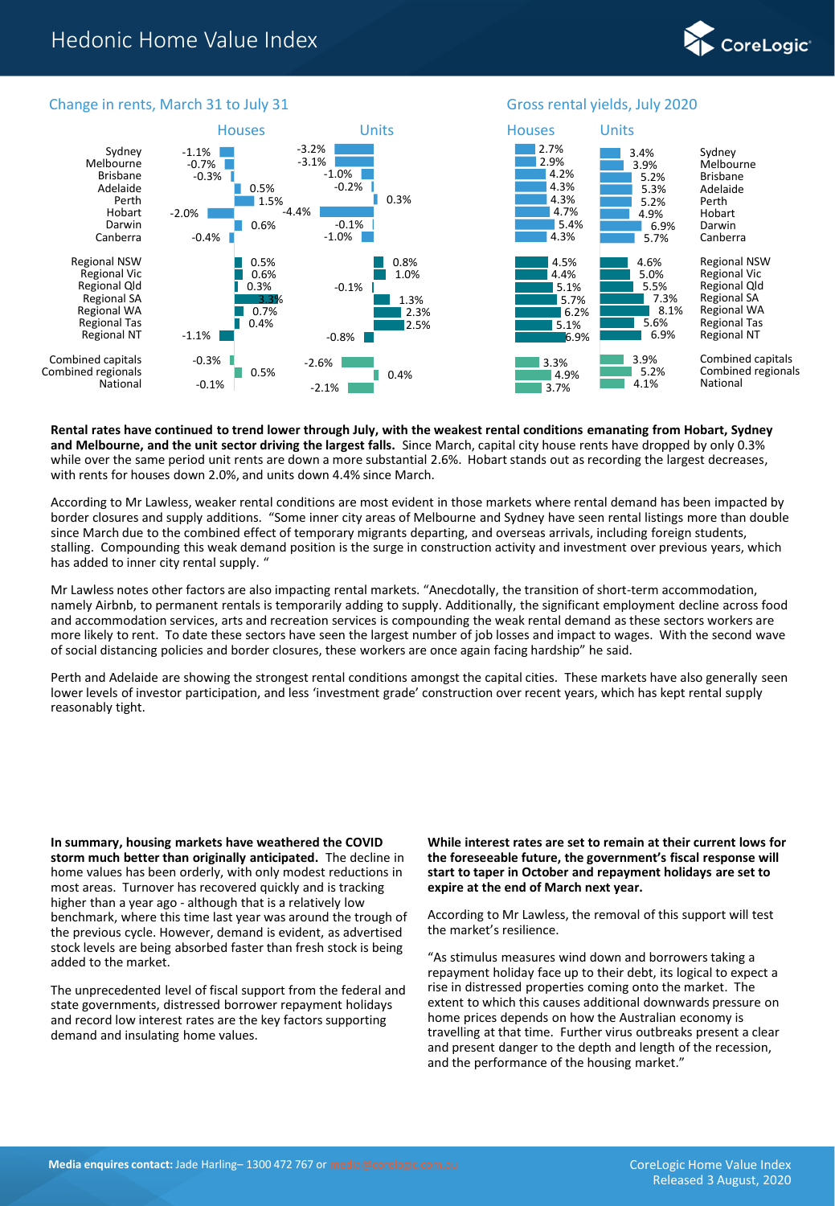## Change in rents, March 31 to July 31

| | Houses | Units |
|---|---|---|
| Sydney | -1.1% | -3.2% |
| Melbourne | -0.7% | -3.1% |
| Brisbane | -0.3% | -1.0% |
| Adelaide | 0.5% | -0.2% |
| Perth | 1.5% | 0.3% |
| Hobart | -2.0% | -4.4% |
| Darwin | 0.6% | -0.1% |
| Canberra | -0.4% | -1.0% |
| Regional NSW | 0.5% | 0.8% |
| Regional Vic | 0.6% | 1.0% |
| Regional Qld | 0.3% | -0.1% |
| Regional SA | 3.3% | 1.3% |
| Regional WA | 0.7% | 2.3% |
| Regional Tas | 0.4% | 2.5% |
| Regional NT | -1.1% | -0.8% |
| Combined capitals | -0.3% | -2.6% |
| Combined regionals | 0.5% | 0.4% |
| National | -0.1% | -2.1% |

## Gross rental yields, July 2020

| | Houses | Units |
|---|---|---|
| Sydney | 2.7% | 3.4% |
| Melbourne | 2.9% | 3.9% |
| Brisbane | 4.2% | 5.2% |
| Adelaide | 4.3% | 5.3% |
| Perth | 4.3% | 5.2% |
| Hobart | 4.7% | 4.9% |
| Darwin | 5.4% | 6.9% |
| Canberra | 4.3% | 5.7% |
| Regional NSW | 4.5% | 4.6% |
| Regional Vic | 4.4% | 5.0% |
| Regional Qld | 5.1% | 5.5% |
| Regional SA | 5.7% | 7.3% |
| Regional WA | 6.2% | 8.1% |
| Regional Tas | 5.1% | 5.6% |
| Regional NT | 6.9% | 6.9% |
| Combined capitals | 3.3% | 3.9% |
| Combined regionals | 4.9% | 5.2% |
| National | 3.7% | 4.1% |

**Rental rates have continued to trend lower through July, with the weakest rental conditions emanating from Hobart, Sydney and Melbourne, and the unit sector driving the largest falls.** Since March, capital city house rents have dropped by only 0.3% while over the same period unit rents are down a more substantial 2.6%. Hobart stands out as recording the largest decreases, with rents for houses down 2.0%, and units down 4.4% since March.

According to Mr Lawless, weaker rental conditions are most evident in those markets where rental demand has been impacted by border closures and supply additions. "Some inner city areas of Melbourne and Sydney have seen rental listings more than double since March due to the combined effect of temporary migrants departing, and overseas arrivals, including foreign students, stalling. Compounding this weak demand position is the surge in construction activity and investment over previous years, which has added to inner city rental supply. "

Mr Lawless notes other factors are also impacting rental markets. "Anecdotally, the transition of short-term accommodation, namely Airbnb, to permanent rentals is temporarily adding to supply. Additionally, the significant employment decline across food and accommodation services, arts and recreation services is compounding the weak rental demand as these sectors workers are more likely to rent. To date these sectors have seen the largest number of job losses and impact to wages. With the second wave of social distancing policies and border closures, these workers are once again facing hardship" he said.

Perth and Adelaide are showing the strongest rental conditions amongst the capital cities. These markets have also generally seen lower levels of investor participation, and less 'investment grade' construction over recent years, which has kept rental supply reasonably tight.

**In summary, housing markets have weathered the COVID storm much better than originally anticipated.** The decline in home values has been orderly, with only modest reductions in most areas. Turnover has recovered quickly and is tracking higher than a year ago - although that is a relatively low benchmark, where this time last year was around the trough of the previous cycle. However, demand is evident, as advertised stock levels are being absorbed faster than fresh stock is being added to the market.

The unprecedented level of fiscal support from the federal and state governments, distressed borrower repayment holidays and record low interest rates are the key factors supporting demand and insulating home values.

**While interest rates are set to remain at their current lows for the foreseeable future, the government's fiscal response will start to taper in October and repayment holidays are set to expire at the end of March next year.**

According to Mr Lawless, the removal of this support will test the market's resilience.

"As stimulus measures wind down and borrowers taking a repayment holiday face up to their debt, its logical to expect a rise in distressed properties coming onto the market. The extent to which this causes additional downwards pressure on home prices depends on how the Australian economy is travelling at that time. Further virus outbreaks present a clear and present danger to the depth and length of the recession, and the performance of the housing market."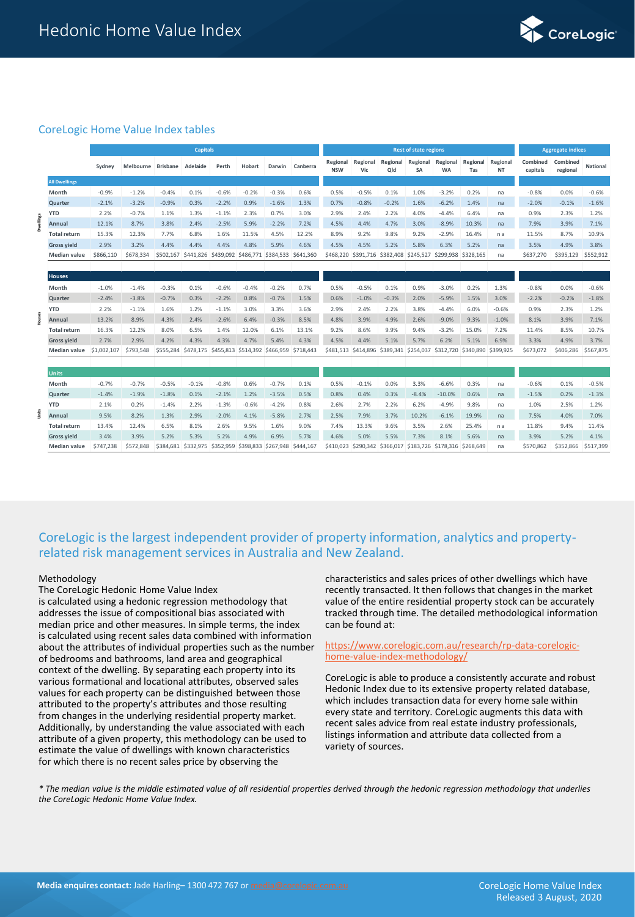## CoreLogic Home Value Index tables

| | Capitals | | | | | | | | Rest of state regions | | | | | | | Aggregate indices | | |
|---|---|---|---|---|---|---|---|---|---|---|---|---|---|---|---|---|---|---|
| | Sydney | Melbourne | Brisbane | Adelaide | Perth | Hobart | Darwin | Canberra | Regional NSW | Regional Vic | Regional Qld | Regional SA | Regional WA | Regional Tas | Regional NT | Combined capitals | Combined regional | National |
| **All Dwellings** | | | | | | | | | | | | | | | | | | |
| Month | -0.9% | -1.2% | -0.4% | 0.1% | -0.6% | -0.2% | -0.3% | 0.6% | 0.5% | -0.5% | 0.1% | 1.0% | -3.2% | 0.2% | na | -0.8% | 0.0% | -0.6% |
| Quarter | -2.1% | -3.2% | -0.9% | 0.3% | -2.2% | 0.9% | -1.6% | 1.3% | 0.7% | -0.8% | -0.2% | 1.6% | -6.2% | 1.4% | na | -2.0% | -0.1% | -1.6% |
| YTD | 2.2% | -0.7% | 1.1% | 1.3% | -1.1% | 2.3% | 0.7% | 3.0% | 2.9% | 2.4% | 2.2% | 4.0% | -4.4% | 6.4% | na | 0.9% | 2.3% | 1.2% |
| Annual | 12.1% | 8.7% | 3.8% | 2.4% | -2.5% | 5.9% | -2.2% | 7.2% | 4.5% | 4.4% | 4.7% | 3.0% | -8.9% | 10.3% | na | 7.9% | 3.9% | 7.1% |
| Total return | 15.3% | 12.3% | 7.7% | 6.8% | 1.6% | 11.5% | 4.5% | 12.2% | 8.9% | 9.2% | 9.8% | 9.2% | -2.9% | 16.4% | n a | 11.5% | 8.7% | 10.9% |
| Gross yield | 2.9% | 3.2% | 4.4% | 4.4% | 4.4% | 4.8% | 5.9% | 4.6% | 4.5% | 4.5% | 5.2% | 5.8% | 6.3% | 5.2% | na | 3.5% | 4.9% | 3.8% |
| Median value | $866,110 | $678,334 | $502,167 | $441,826 | $439,092 | $486,771 | $384,533 | $641,360 | $468,220 | $391,716 | $382,408 | $245,527 | $299,938 | $328,165 | na | $637,270 | $395,129 | $552,912 |
| **Houses** | | | | | | | | | | | | | | | | | | |
| Month | -1.0% | -1.4% | -0.3% | 0.1% | -0.6% | -0.4% | -0.2% | 0.7% | 0.5% | -0.5% | 0.1% | 0.9% | -3.0% | 0.2% | 1.3% | -0.8% | 0.0% | -0.6% |
| Quarter | -2.4% | -3.8% | -0.7% | 0.3% | -2.2% | 0.8% | -0.7% | 1.5% | 0.6% | -1.0% | -0.3% | 2.0% | -5.9% | 1.5% | 3.0% | -2.2% | -0.2% | -1.8% |
| YTD | 2.2% | -1.1% | 1.6% | 1.2% | -1.1% | 3.0% | 3.3% | 3.6% | 2.9% | 2.4% | 2.2% | 3.8% | -4.4% | 6.0% | -0.6% | 0.9% | 2.3% | 1.2% |
| Annual | 13.2% | 8.9% | 4.3% | 2.4% | -2.6% | 6.4% | -0.3% | 8.5% | 4.8% | 3.9% | 4.9% | 2.6% | -9.0% | 9.3% | -1.0% | 8.1% | 3.9% | 7.1% |
| Total return | 16.3% | 12.2% | 8.0% | 6.5% | 1.4% | 12.0% | 6.1% | 13.1% | 9.2% | 8.6% | 9.9% | 9.4% | -3.2% | 15.0% | 7.2% | 11.4% | 8.5% | 10.7% |
| Gross yield | 2.7% | 2.9% | 4.2% | 4.3% | 4.3% | 4.7% | 5.4% | 4.3% | 4.5% | 4.4% | 5.1% | 5.7% | 6.2% | 5.1% | 6.9% | 3.3% | 4.9% | 3.7% |
| Median value | $1,002,107 | $793,548 | $555,284 | $478,175 | $455,813 | $514,392 | $466,959 | $718,443 | $481,513 | $414,896 | $389,341 | $254,037 | $312,720 | $340,890 | $399,925 | $673,072 | $406,286 | $567,875 |
| **Units** | | | | | | | | | | | | | | | | | | |
| Month | -0.7% | -0.7% | -0.5% | -0.1% | -0.8% | 0.6% | -0.7% | 0.1% | 0.5% | -0.1% | 0.0% | 3.3% | -6.6% | 0.3% | na | -0.6% | 0.1% | -0.5% |
| Quarter | -1.4% | -1.9% | -1.8% | 0.1% | -2.1% | 1.2% | -3.5% | 0.5% | 0.8% | 0.4% | 0.3% | -8.4% | -10.0% | 0.6% | na | -1.5% | 0.2% | -1.3% |
| YTD | 2.1% | 0.2% | -1.4% | 2.2% | -1.3% | -0.6% | -4.2% | 0.8% | 2.6% | 2.7% | 2.2% | 6.2% | -4.9% | 9.8% | na | 1.0% | 2.5% | 1.2% |
| Annual | 9.5% | 8.2% | 1.3% | 2.9% | -2.0% | 4.1% | -5.8% | 2.7% | 2.5% | 7.9% | 3.7% | 10.2% | -6.1% | 19.9% | na | 7.5% | 4.0% | 7.0% |
| Total return | 13.4% | 12.4% | 6.5% | 8.1% | 2.6% | 9.5% | 1.6% | 9.0% | 7.4% | 13.3% | 9.6% | 3.5% | 2.6% | 25.4% | n a | 11.8% | 9.4% | 11.4% |
| Gross yield | 3.4% | 3.9% | 5.2% | 5.3% | 5.2% | 4.9% | 6.9% | 5.7% | 4.6% | 5.0% | 5.5% | 7.3% | 8.1% | 5.6% | na | 3.9% | 5.2% | 4.1% |
| Median value | $747,238 | $572,848 | $384,681 | $332,975 | $352,959 | $398,833 | $267,948 | $444,167 | $410,023 | $290,342 | $366,017 | $183,726 | $178,316 | $268,649 | na | $570,862 | $352,866 | $517,399 |

## CoreLogic is the largest independent provider of property information, analytics and property-related risk management services in Australia and New Zealand.

Methodology

The CoreLogic Hedonic Home Value Index is calculated using a hedonic regression methodology that addresses the issue of compositional bias associated with median price and other measures. In simple terms, the index is calculated using recent sales data combined with information about the attributes of individual properties such as the number of bedrooms and bathrooms, land area and geographical context of the dwelling. By separating each property into its various formational and locational attributes, observed sales values for each property can be distinguished between those attributed to the property's attributes and those resulting from changes in the underlying residential property market. Additionally, by understanding the value associated with each attribute of a given property, this methodology can be used to estimate the value of dwellings with known characteristics for which there is no recent sales price by observing the characteristics and sales prices of other dwellings which have recently transacted. It then follows that changes in the market value of the entire residential property stock can be accurately tracked through time. The detailed methodological information can be found at:

https://www.corelogic.com.au/research/rp-data-corelogic-home-value-index-methodology/

CoreLogic is able to produce a consistently accurate and robust Hedonic Index due to its extensive property related database, which includes transaction data for every home sale within every state and territory. CoreLogic augments this data with recent sales advice from real estate industry professionals, listings information and attribute data collected from a variety of sources.

*\* The median value is the middle estimated value of all residential properties derived through the hedonic regression methodology that underlies the CoreLogic Hedonic Home Value Index.*

**Media enquires contact:** Jade Harling– 1300 472 767 or media@corelogic.com.au

CoreLogic Home Value Index
Released 3 August, 2020